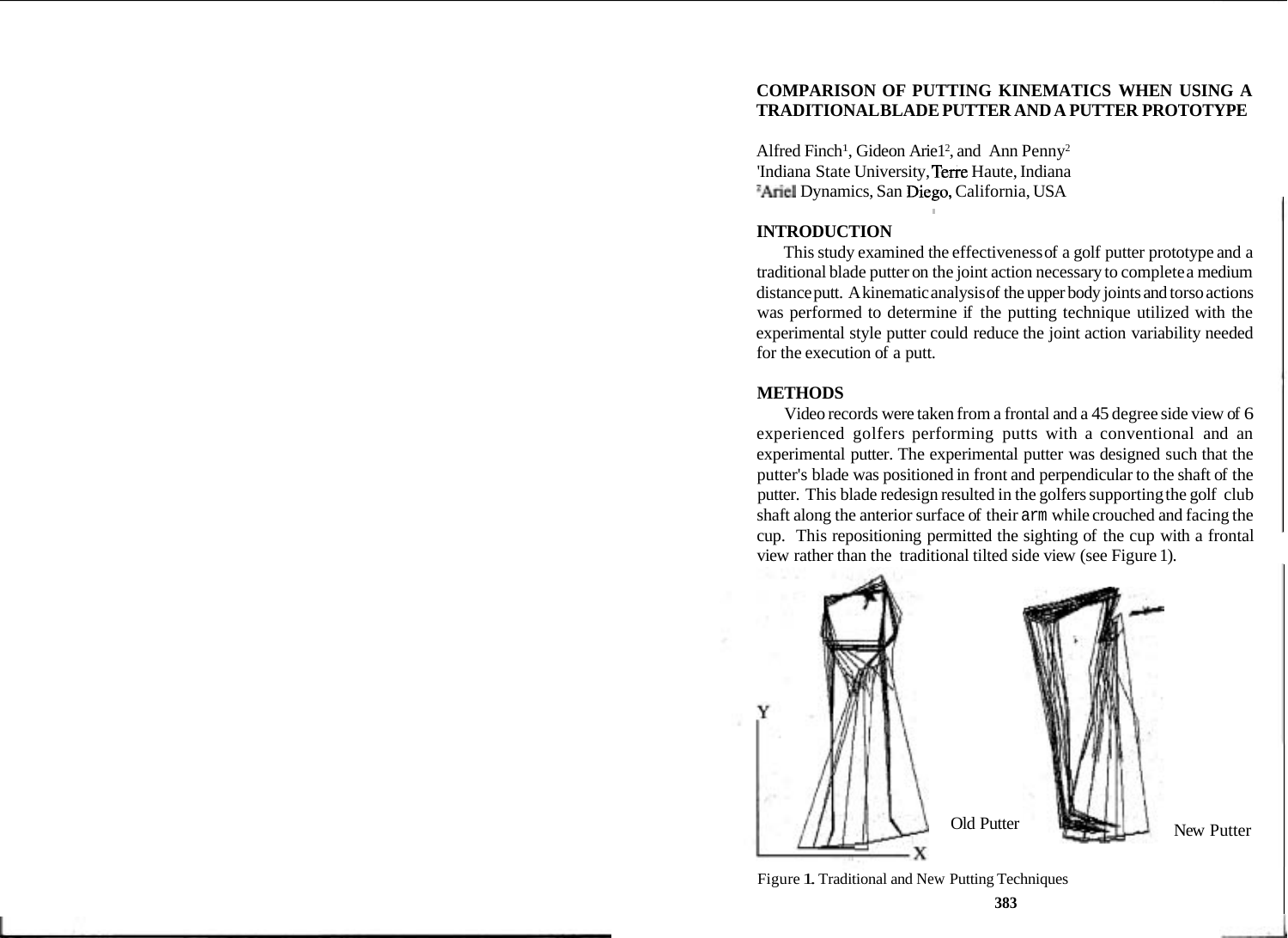# COMPARISON OF PUTTING KINEMATICS WHEN USING A TRADITIONAL BLADE PUTTER AND A PUTTER PROTOTYPE

Alfred Finch[1], Gideon Ariel[2], and Ann Penny[2]
[1]Indiana State University, Terre Haute, Indiana
[2]Ariel Dynamics, San Diego, California, USA

## INTRODUCTION

This study examined the effectiveness of a golf putter prototype and a traditional blade putter on the joint action necessary to complete a medium distance putt. A kinematic analysis of the upper body joints and torso actions was performed to determine if the putting technique utilized with the experimental style putter could reduce the joint action variability needed for the execution of a putt.

## METHODS

Video records were taken from a frontal and a 45 degree side view of 6 experienced golfers performing putts with a conventional and an experimental putter. The experimental putter was designed such that the putter's blade was positioned in front and perpendicular to the shaft of the putter. This blade redesign resulted in the golfers supporting the golf club shaft along the anterior surface of their arm while crouched and facing the cup. This repositioning permitted the sighting of the cup with a frontal view rather than the traditional tilted side view (see Figure 1).

Old Putter

New Putter

Figure 1. Traditional and New Putting Techniques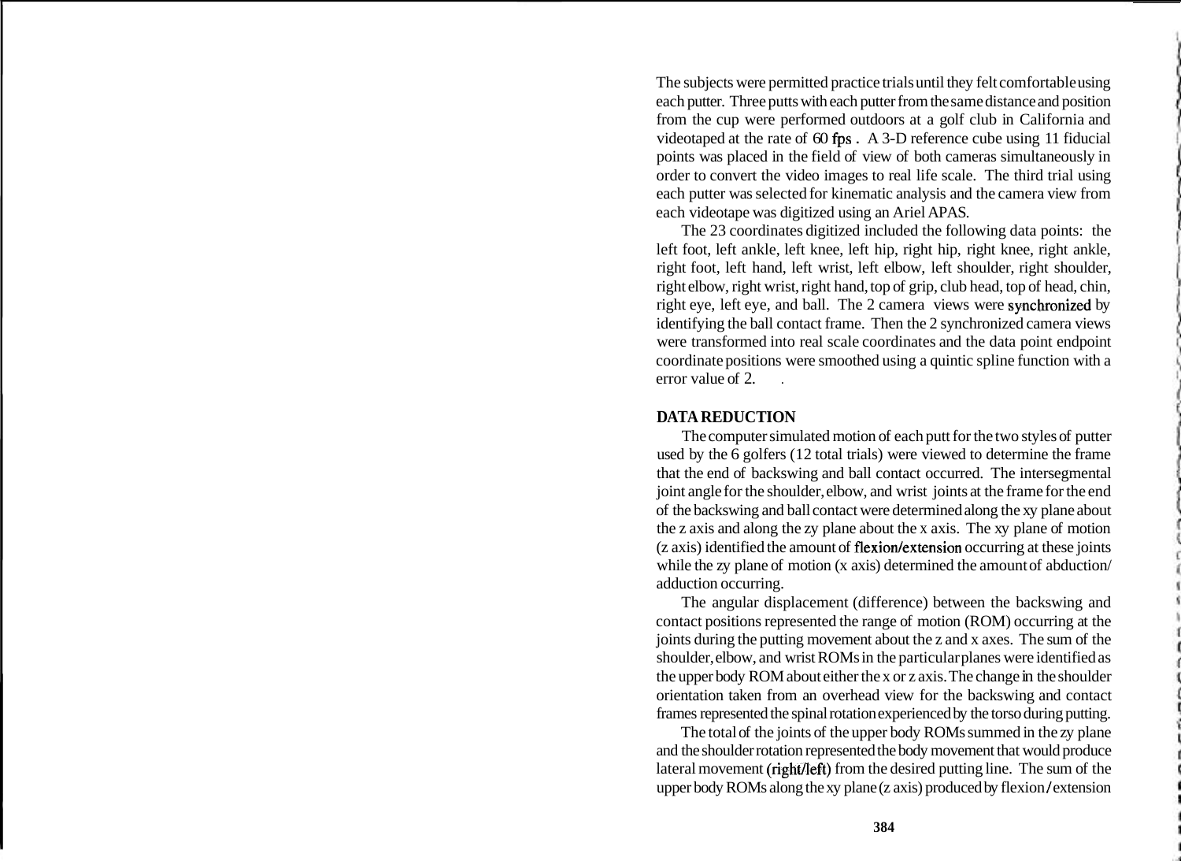The subjects were permitted practice trials until they felt comfortable using each putter. Three putts with each putter from the same distance and position from the cup were performed outdoors at a golf club in California and videotaped at the rate of 60 fps . A 3-D reference cube using 11 fiducial points was placed in the field of view of both cameras simultaneously in order to convert the video images to real life scale. The third trial using each putter was selected for kinematic analysis and the camera view from each videotape was digitized using an Ariel APAS.

The 23 coordinates digitized included the following data points: the left foot, left ankle, left knee, left hip, right hip, right knee, right ankle, right foot, left hand, left wrist, left elbow, left shoulder, right shoulder, right elbow, right wrist, right hand, top of grip, club head, top of head, chin, right eye, left eye, and ball. The 2 camera views were synchronized by identifying the ball contact frame. Then the 2 synchronized camera views were transformed into real scale coordinates and the data point endpoint coordinate positions were smoothed using a quintic spline function with a error value of 2.

**DATA REDUCTION**

The computer simulated motion of each putt for the two styles of putter used by the 6 golfers (12 total trials) were viewed to determine the frame that the end of backswing and ball contact occurred. The intersegmental joint angle for the shoulder, elbow, and wrist joints at the frame for the end of the backswing and ball contact were determined along the xy plane about the z axis and along the zy plane about the x axis. The xy plane of motion (z axis) identified the amount of flexion/extension occurring at these joints while the zy plane of motion (x axis) determined the amount of abduction/adduction occurring.

The angular displacement (difference) between the backswing and contact positions represented the range of motion (ROM) occurring at the joints during the putting movement about the z and x axes. The sum of the shoulder, elbow, and wrist ROMs in the particular planes were identified as the upper body ROM about either the x or z axis. The change in the shoulder orientation taken from an overhead view for the backswing and contact frames represented the spinal rotation experienced by the torso during putting.

The total of the joints of the upper body ROMs summed in the zy plane and the shoulder rotation represented the body movement that would produce lateral movement (right/left) from the desired putting line. The sum of the upper body ROMs along the xy plane (z axis) produced by flexion / extension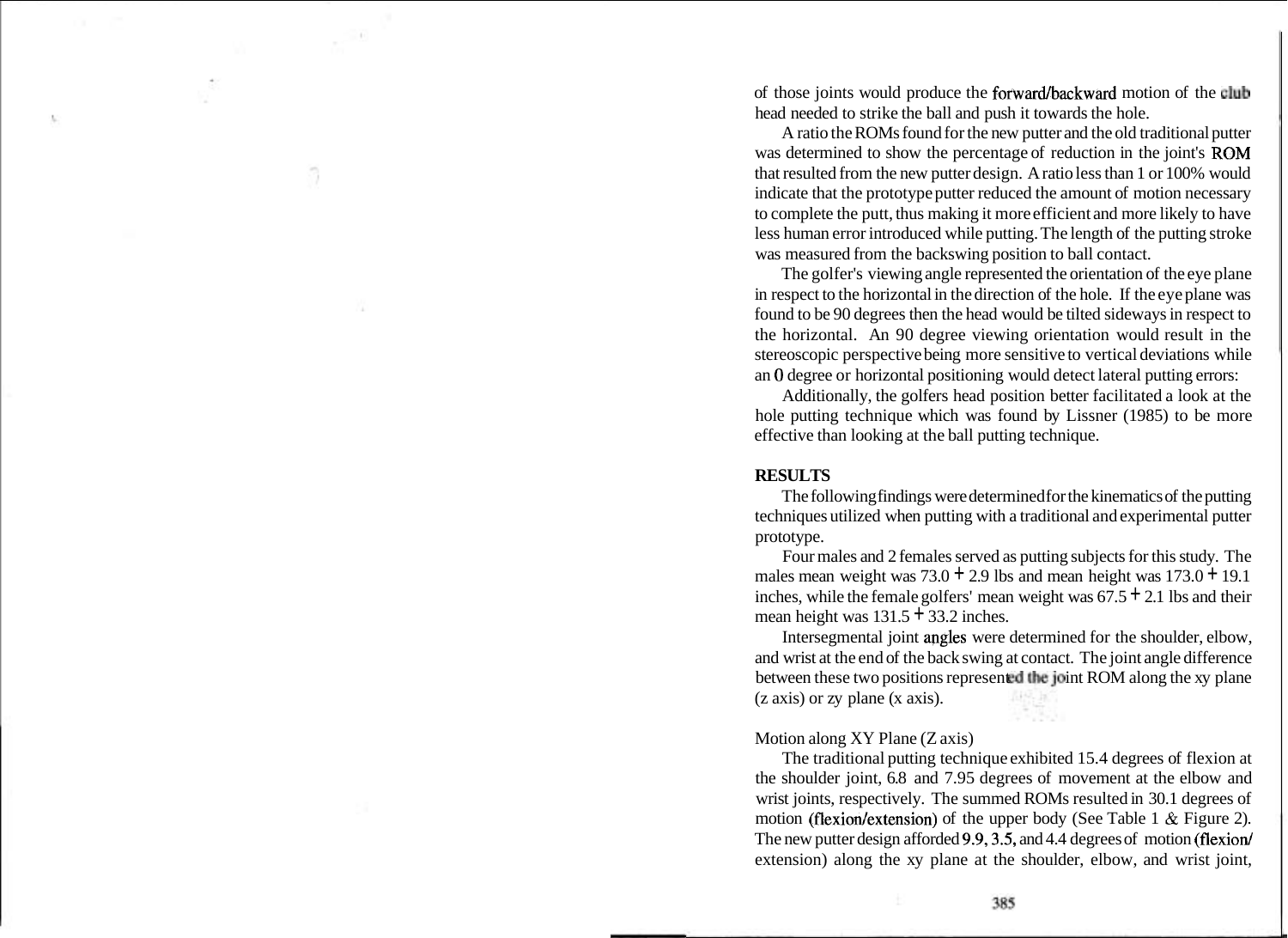of those joints would produce the forward/backward motion of the club head needed to strike the ball and push it towards the hole.

A ratio the ROMs found for the new putter and the old traditional putter was determined to show the percentage of reduction in the joint's ROM that resulted from the new putter design. A ratio less than 1 or 100% would indicate that the prototype putter reduced the amount of motion necessary to complete the putt, thus making it more efficient and more likely to have less human error introduced while putting. The length of the putting stroke was measured from the backswing position to ball contact.

The golfer's viewing angle represented the orientation of the eye plane in respect to the horizontal in the direction of the hole. If the eye plane was found to be 90 degrees then the head would be tilted sideways in respect to the horizontal. An 90 degree viewing orientation would result in the stereoscopic perspective being more sensitive to vertical deviations while an 0 degree or horizontal positioning would detect lateral putting errors:

Additionally, the golfers head position better facilitated a look at the hole putting technique which was found by Lissner (1985) to be more effective than looking at the ball putting technique.

**RESULTS**

The following findings were determined for the kinematics of the putting techniques utilized when putting with a traditional and experimental putter prototype.

Four males and 2 females served as putting subjects for this study. The males mean weight was 73.0 + 2.9 lbs and mean height was 173.0 + 19.1 inches, while the female golfers' mean weight was 67.5 + 2.1 lbs and their mean height was 131.5 + 33.2 inches.

Intersegmental joint angles were determined for the shoulder, elbow, and wrist at the end of the back swing at contact. The joint angle difference between these two positions represented the joint ROM along the xy plane (z axis) or zy plane (x axis).

Motion along XY Plane (Z axis)

The traditional putting technique exhibited 15.4 degrees of flexion at the shoulder joint, 6.8 and 7.95 degrees of movement at the elbow and wrist joints, respectively. The summed ROMs resulted in 30.1 degrees of motion (flexion/extension) of the upper body (See Table 1 & Figure 2). The new putter design afforded 9.9, 3.5, and 4.4 degrees of motion (flexion/extension) along the xy plane at the shoulder, elbow, and wrist joint,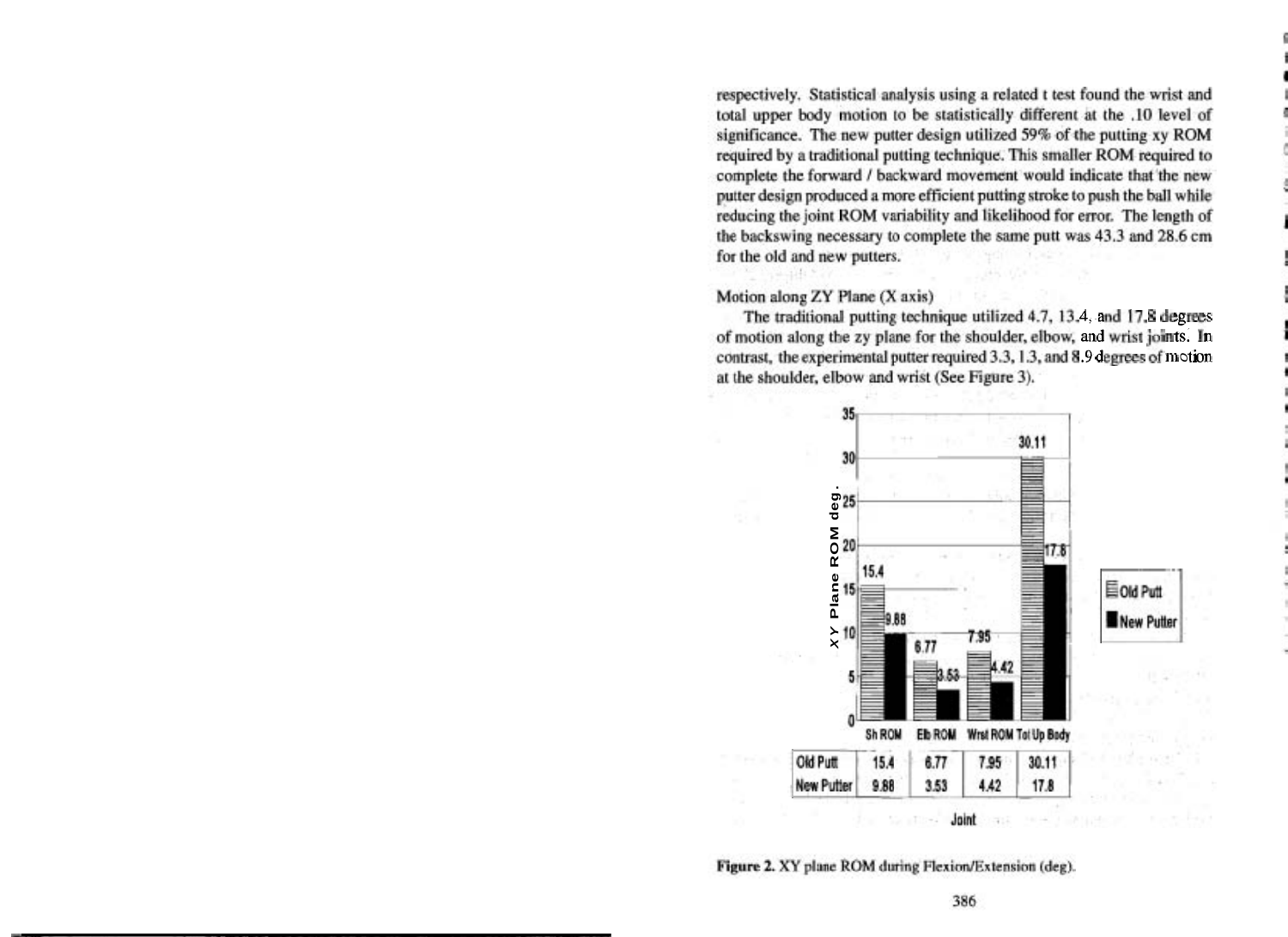respectively. Statistical analysis using a related t test found the wrist and total upper body motion to be statistically different at the .10 level of significance. The new putter design utilized 59% of the putting xy ROM required by a traditional putting technique. This smaller ROM required to complete the forward / backward movement would indicate that the new putter design produced a more efficient putting stroke to push the ball while reducing the joint ROM variability and likelihood for error. The length of the backswing necessary to complete the same putt was 43.3 and 28.6 cm for the old and new putters.

### Motion along ZY Plane (X axis)

The traditional putting technique utilized 4.7, 13.4, and 17.8 degrees of motion along the zy plane for the shoulder, elbow, and wrist joints. In contrast, the experimental putter required 3.3, 1.3, and 8.9 degrees of motion at the shoulder, elbow and wrist (See Figure 3).

| Joint | Sh ROM | Elb ROM | Wrst ROM | Tot Up Body |
|---|---|---|---|---|
| Old Putt | 15.4 | 6.77 | 7.95 | 30.11 |
| New Putter | 9.88 | 3.53 | 4.42 | 17.8 |

**Figure 2.** XY plane ROM during Flexion/Extension (deg).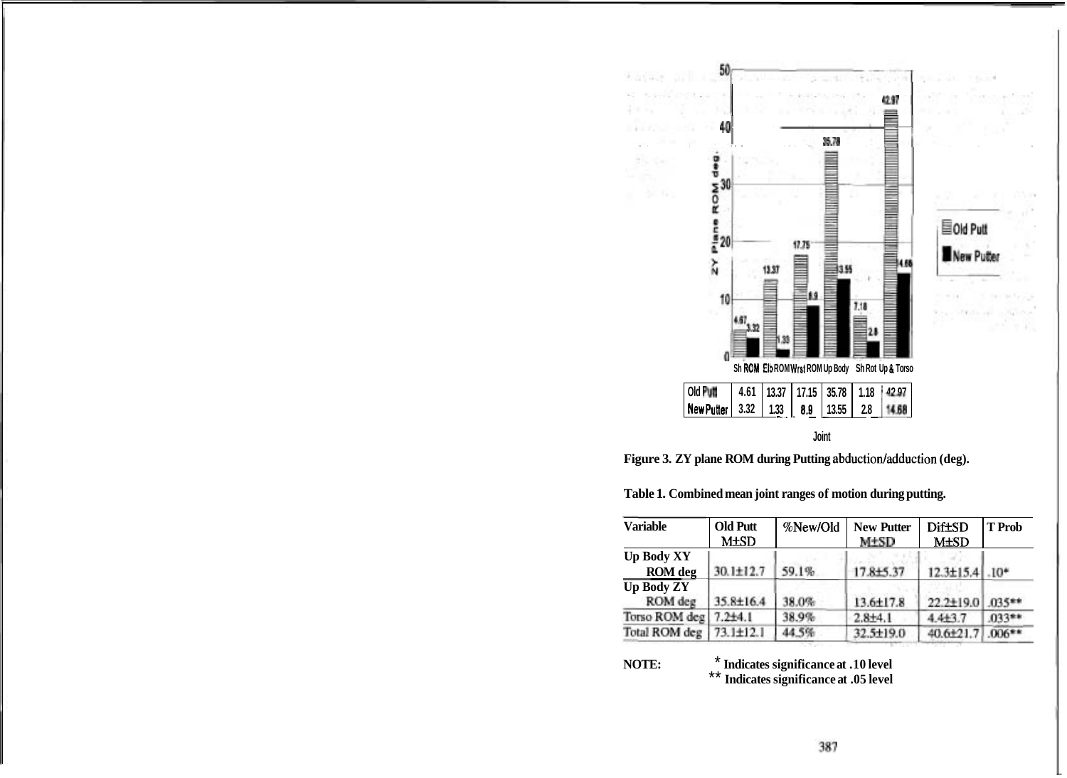| | Sh ROM | Elb ROM | Wrst ROM | Up Body | Sh Rot | Up & Torso |
|---|---|---|---|---|---|---|
| Old Putt | 4.61 | 13.37 | 17.15 | 35.78 | 1.18 | 42.97 |
| New Putter | 3.32 | 1.33 | 8.9 | 13.55 | 2.8 | 14.68 |

Joint

**Figure 3. ZY plane ROM during Putting abduction/adduction (deg).**

**Table 1. Combined mean joint ranges of motion during putting.**

| Variable | Old Putt M±SD | %New/Old | New Putter M±SD | Dif±SD M±SD | T Prob |
|---|---|---|---|---|---|
| Up Body XY ROM deg | 30.1±12.7 | 59.1% | 17.8±5.37 | 12.3±15.4 | .10* |
| Up Body ZY ROM deg | 35.8±16.4 | 38.0% | 13.6±17.8 | 22.2±19.0 | .035** |
| Torso ROM deg | 7.2±4.1 | 38.9% | 2.8±4.1 | 4.4±3.7 | .033** |
| Total ROM deg | 73.1±12.1 | 44.5% | 32.5±19.0 | 40.6±21.7 | .006** |

**NOTE:** * Indicates significance at .10 level
** Indicates significance at .05 level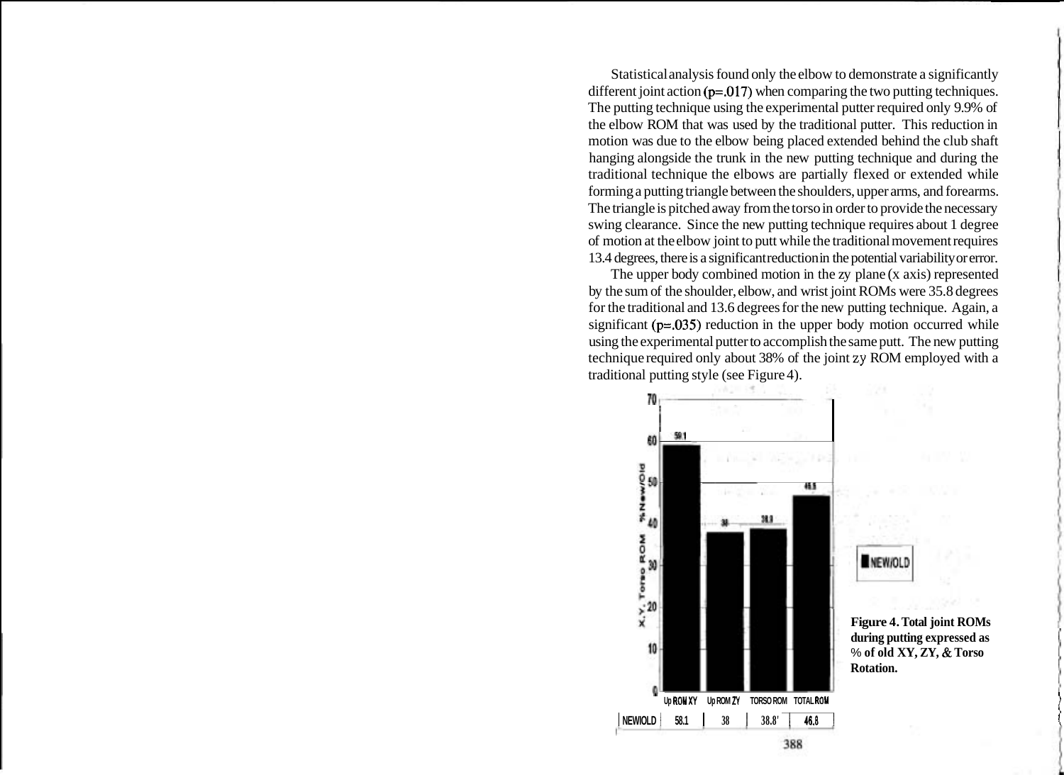Statistical analysis found only the elbow to demonstrate a significantly different joint action ($p=.017$) when comparing the two putting techniques. The putting technique using the experimental putter required only 9.9% of the elbow ROM that was used by the traditional putter. This reduction in motion was due to the elbow being placed extended behind the club shaft hanging alongside the trunk in the new putting technique and during the traditional technique the elbows are partially flexed or extended while forming a putting triangle between the shoulders, upper arms, and forearms. The triangle is pitched away from the torso in order to provide the necessary swing clearance. Since the new putting technique requires about 1 degree of motion at the elbow joint to putt while the traditional movement requires 13.4 degrees, there is a significant reduction in the potential variability or error.

The upper body combined motion in the zy plane (x axis) represented by the sum of the shoulder, elbow, and wrist joint ROMs were 35.8 degrees for the traditional and 13.6 degrees for the new putting technique. Again, a significant ($p=.035$) reduction in the upper body motion occurred while using the experimental putter to accomplish the same putt. The new putting technique required only about 38% of the joint zy ROM employed with a traditional putting style (see Figure 4).

| | Up ROM XY | Up ROM ZY | TORSO ROM | TOTAL ROM |
|---|---|---|---|---|
| NEW/OLD | 58.1 | 38 | 38.8 | 46.8 |

**Figure 4. Total joint ROMs during putting expressed as % of old XY, ZY, & Torso Rotation.**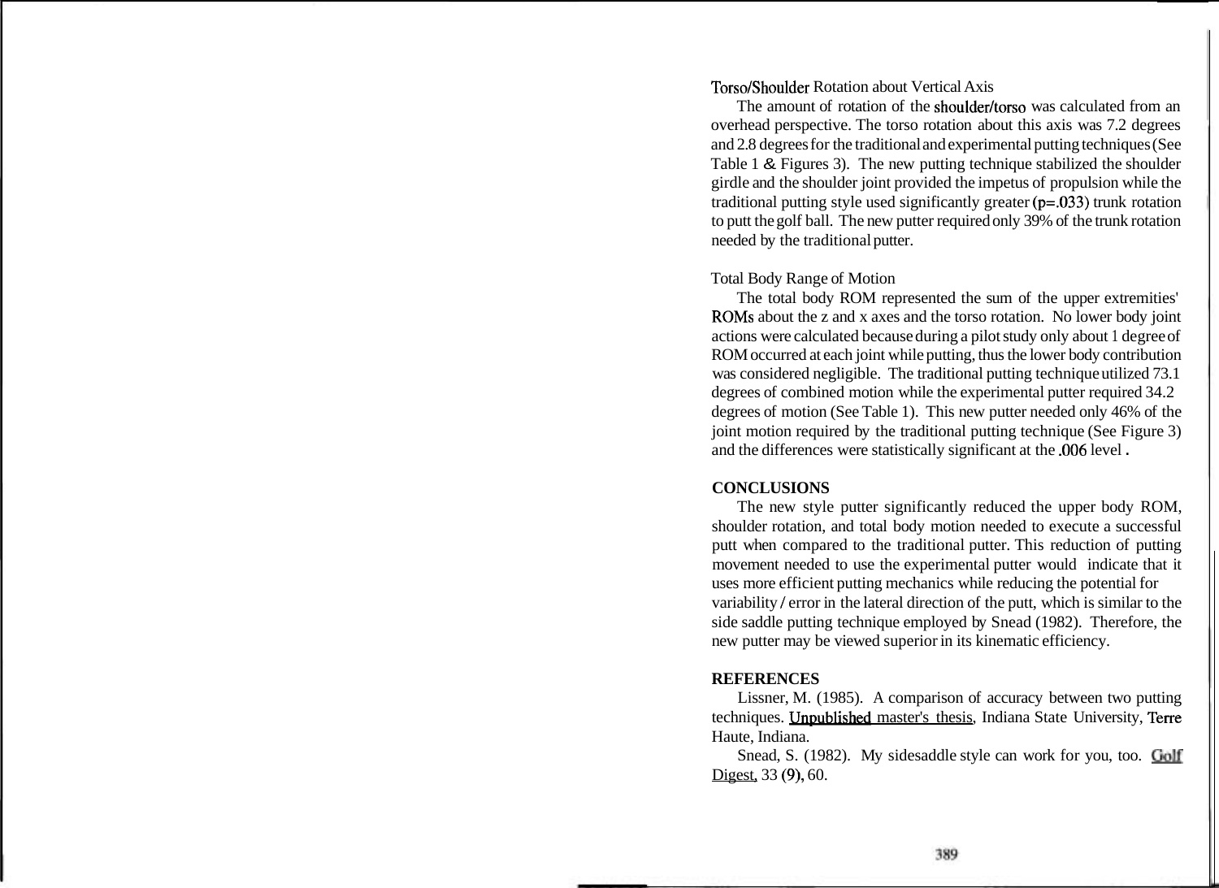Torso/Shoulder Rotation about Vertical Axis

The amount of rotation of the shoulder/torso was calculated from an overhead perspective. The torso rotation about this axis was 7.2 degrees and 2.8 degrees for the traditional and experimental putting techniques (See Table 1 & Figures 3). The new putting technique stabilized the shoulder girdle and the shoulder joint provided the impetus of propulsion while the traditional putting style used significantly greater ($p=.033$) trunk rotation to putt the golf ball. The new putter required only 39% of the trunk rotation needed by the traditional putter.

Total Body Range of Motion

The total body ROM represented the sum of the upper extremities' ROMs about the z and x axes and the torso rotation. No lower body joint actions were calculated because during a pilot study only about 1 degree of ROM occurred at each joint while putting, thus the lower body contribution was considered negligible. The traditional putting technique utilized 73.1 degrees of combined motion while the experimental putter required 34.2 degrees of motion (See Table 1). This new putter needed only 46% of the joint motion required by the traditional putting technique (See Figure 3) and the differences were statistically significant at the .006 level .

**CONCLUSIONS**

The new style putter significantly reduced the upper body ROM, shoulder rotation, and total body motion needed to execute a successful putt when compared to the traditional putter. This reduction of putting movement needed to use the experimental putter would indicate that it uses more efficient putting mechanics while reducing the potential for variability / error in the lateral direction of the putt, which is similar to the side saddle putting technique employed by Snead (1982). Therefore, the new putter may be viewed superior in its kinematic efficiency.

**REFERENCES**

Lissner, M. (1985). A comparison of accuracy between two putting techniques. Unpublished master's thesis, Indiana State University, Terre Haute, Indiana.

Snead, S. (1982). My sidesaddle style can work for you, too. Golf Digest, 33 (9), 60.